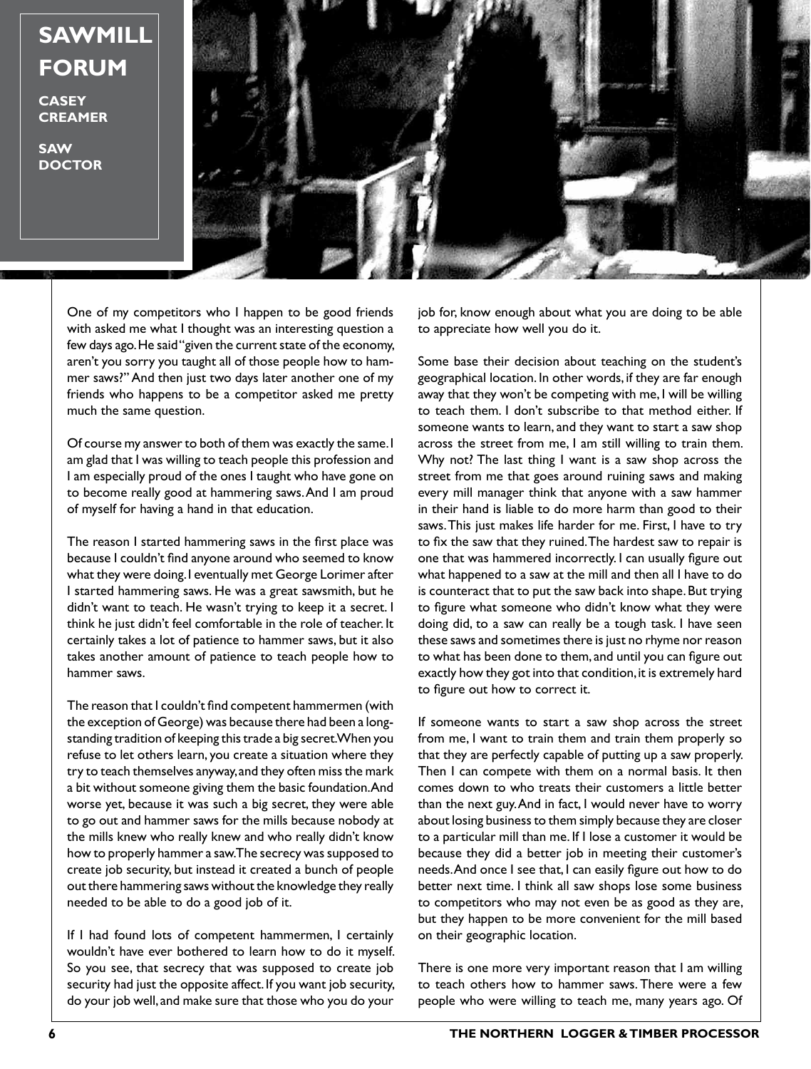# SAWMILL FORUM

**CASEY CREAMER**

**SAW DOCTOR**

One of my competitors who I happen to be good friends with asked me what I thought was an interesting question a few days ago. He said "given the current state of the economy, aren't you sorry you taught all of those people how to hammer saws?" And then just two days later another one of my friends who happens to be a competitor asked me pretty much the same question.

Of course my answer to both of them was exactly the same. I am glad that I was willing to teach people this profession and I am especially proud of the ones I taught who have gone on to become really good at hammering saws. And I am proud of myself for having a hand in that education.

The reason I started hammering saws in the first place was because I couldn't find anyone around who seemed to know what they were doing. I eventually met George Lorimer after I started hammering saws. He was a great sawsmith, but he didn't want to teach. He wasn't trying to keep it a secret. I think he just didn't feel comfortable in the role of teacher. It certainly takes a lot of patience to hammer saws, but it also takes another amount of patience to teach people how to hammer saws.

The reason that I couldn't find competent hammermen (with the exception of George) was because there had been a long-standing tradition of keeping this trade a big secret. When you refuse to let others learn, you create a situation where they try to teach themselves anyway, and they often miss the mark a bit without someone giving them the basic foundation. And worse yet, because it was such a big secret, they were able to go out and hammer saws for the mills because nobody at the mills knew who really knew and who really didn't know how to properly hammer a saw. The secrecy was supposed to create job security, but instead it created a bunch of people out there hammering saws without the knowledge they really needed to be able to do a good job of it.

If I had found lots of competent hammermen, I certainly wouldn't have ever bothered to learn how to do it myself. So you see, that secrecy that was supposed to create job security had just the opposite affect. If you want job security, do your job well, and make sure that those who you do your job for, know enough about what you are doing to be able to appreciate how well you do it.

Some base their decision about teaching on the student's geographical location. In other words, if they are far enough away that they won't be competing with me, I will be willing to teach them. I don't subscribe to that method either. If someone wants to learn, and they want to start a saw shop across the street from me, I am still willing to train them. Why not? The last thing I want is a saw shop across the street from me that goes around ruining saws and making every mill manager think that anyone with a saw hammer in their hand is liable to do more harm than good to their saws. This just makes life harder for me. First, I have to try to fix the saw that they ruined. The hardest saw to repair is one that was hammered incorrectly. I can usually figure out what happened to a saw at the mill and then all I have to do is counteract that to put the saw back into shape. But trying to figure what someone who didn't know what they were doing did, to a saw can really be a tough task. I have seen these saws and sometimes there is just no rhyme nor reason to what has been done to them, and until you can figure out exactly how they got into that condition, it is extremely hard to figure out how to correct it.

If someone wants to start a saw shop across the street from me, I want to train them and train them properly so that they are perfectly capable of putting up a saw properly. Then I can compete with them on a normal basis. It then comes down to who treats their customers a little better than the next guy. And in fact, I would never have to worry about losing business to them simply because they are closer to a particular mill than me. If I lose a customer it would be because they did a better job in meeting their customer's needs. And once I see that, I can easily figure out how to do better next time. I think all saw shops lose some business to competitors who may not even be as good as they are, but they happen to be more convenient for the mill based on their geographic location.

There is one more very important reason that I am willing to teach others how to hammer saws. There were a few people who were willing to teach me, many years ago. Of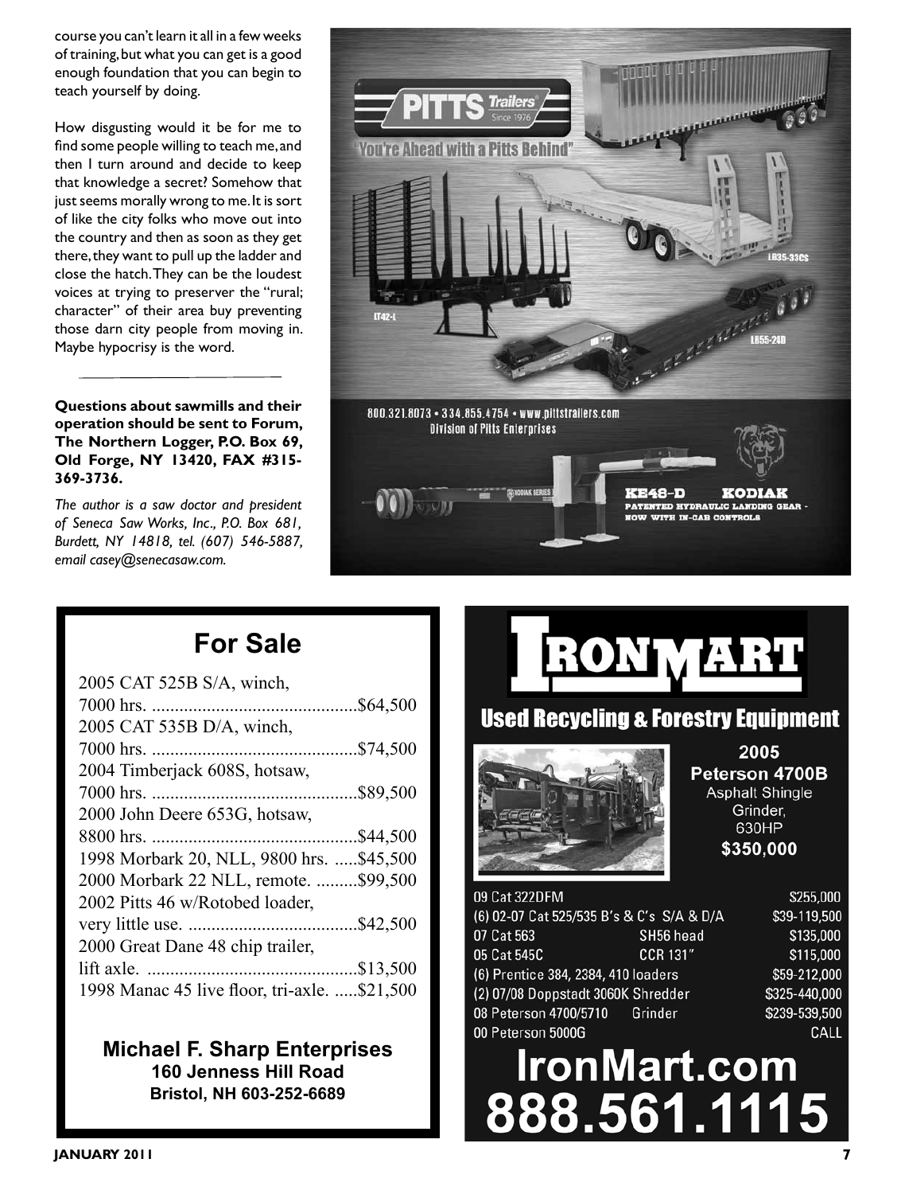course you can't learn it all in a few weeks of training, but what you can get is a good enough foundation that you can begin to teach yourself by doing.

How disgusting would it be for me to find some people willing to teach me, and then I turn around and decide to keep that knowledge a secret? Somehow that just seems morally wrong to me. It is sort of like the city folks who move out into the country and then as soon as they get there, they want to pull up the ladder and close the hatch. They can be the loudest voices at trying to preserver the "rural; character" of their area buy preventing those darn city people from moving in. Maybe hypocrisy is the word.

---

**Questions about sawmills and their operation should be sent to Forum, The Northern Logger, P.O. Box 69, Old Forge, NY 13420, FAX #315-369-3736.**

*The author is a saw doctor and president of Seneca Saw Works, Inc., P.O. Box 681, Burdett, NY 14818, tel. (607) 546-5887, email casey@senecasaw.com.*

**PITTS Trailers** Since 1976

"You're Ahead with a Pitts Behind"

LB35-33CS

LT42-1

LB55-24D

800.321.8073 • 334.855.4754 • www.pittstrailers.com
Division of Pitts Enterprises

KE48-D KODIAK
PATENTED HYDRAULIC LANDING GEAR - NOW WITH IN-CAB CONTROLS

## For Sale

2005 CAT 525B S/A, winch, 7000 hrs. ............................................$64,500
2005 CAT 535B D/A, winch, 7000 hrs. ............................................$74,500
2004 Timberjack 608S, hotsaw, 7000 hrs. ............................................$89,500
2000 John Deere 653G, hotsaw, 8800 hrs. ............................................$44,500
1998 Morbark 20, NLL, 9800 hrs. .....$45,500
2000 Morbark 22 NLL, remote. .........$99,500
2002 Pitts 46 w/Rotobed loader, very little use. .....................................$42,500
2000 Great Dane 48 chip trailer, lift axle. ............................................$13,500
1998 Manac 45 live floor, tri-axle. .....$21,500

**Michael F. Sharp Enterprises**
**160 Jenness Hill Road**
**Bristol, NH 603-252-6689**

# IRONMART

## Used Recycling & Forestry Equipment

**2005 Peterson 4700B**
Asphalt Shingle Grinder, 630HP
**$350,000**

| | | |
|---|---|---|
| 09 Cat 322DFM | | $255,000 |
| (6) 02-07 Cat 525/535 B's & C's S/A & D/A | | $39-119,500 |
| 07 Cat 563 | SH56 head | $135,000 |
| 05 Cat 545C | CCR 131" | $115,000 |
| (6) Prentice 384, 2384, 410 loaders | | $59-212,000 |
| (2) 07/08 Doppstadt 3060K Shredder | | $325-440,000 |
| 08 Peterson 4700/5710 | Grinder | $239-539,500 |
| 00 Peterson 5000G | | CALL |

**IronMart.com**
**888.561.1115**